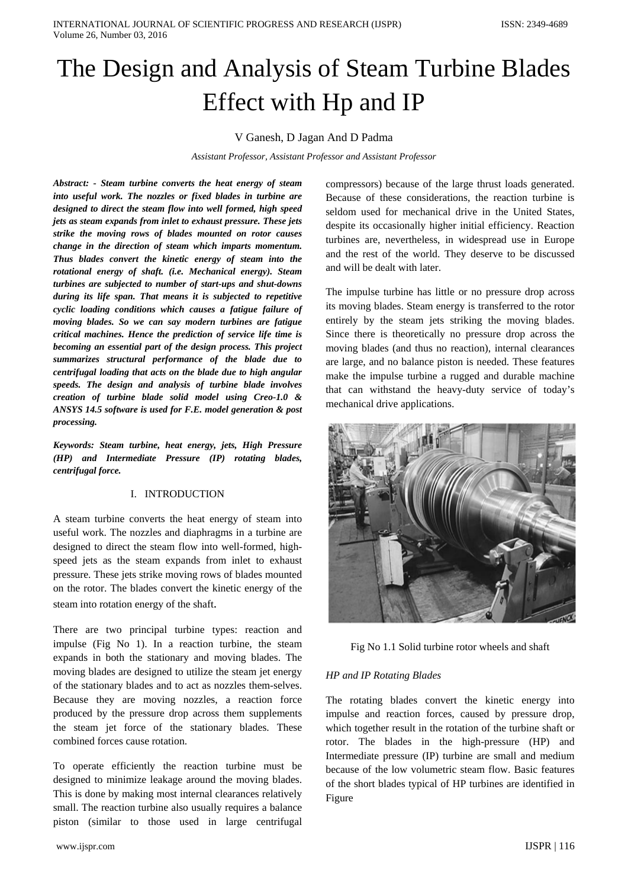# The Design and Analysis of Steam Turbine Blades Effect with Hp and IP

V Ganesh, D Jagan And D Padma

*Assistant Professor, Assistant Professor and Assistant Professor*

***Abstract: - Steam turbine converts the heat energy of steam into useful work. The nozzles or fixed blades in turbine are designed to direct the steam flow into well formed, high speed jets as steam expands from inlet to exhaust pressure. These jets strike the moving rows of blades mounted on rotor causes change in the direction of steam which imparts momentum. Thus blades convert the kinetic energy of steam into the rotational energy of shaft. (i.e. Mechanical energy). Steam turbines are subjected to number of start-ups and shut-downs during its life span. That means it is subjected to repetitive cyclic loading conditions which causes a fatigue failure of moving blades. So we can say modern turbines are fatigue critical machines. Hence the prediction of service life time is becoming an essential part of the design process. This project summarizes structural performance of the blade due to centrifugal loading that acts on the blade due to high angular speeds. The design and analysis of turbine blade involves creation of turbine blade solid model using Creo-1.0 & ANSYS 14.5 software is used for F.E. model generation & post processing.***

***Keywords: Steam turbine, heat energy, jets, High Pressure (HP) and Intermediate Pressure (IP) rotating blades, centrifugal force.***

## I. INTRODUCTION

A steam turbine converts the heat energy of steam into useful work. The nozzles and diaphragms in a turbine are designed to direct the steam flow into well-formed, high-speed jets as the steam expands from inlet to exhaust pressure. These jets strike moving rows of blades mounted on the rotor. The blades convert the kinetic energy of the steam into rotation energy of the shaft.

There are two principal turbine types: reaction and impulse (Fig No 1). In a reaction turbine, the steam expands in both the stationary and moving blades. The moving blades are designed to utilize the steam jet energy of the stationary blades and to act as nozzles them-selves. Because they are moving nozzles, a reaction force produced by the pressure drop across them supplements the steam jet force of the stationary blades. These combined forces cause rotation.

To operate efficiently the reaction turbine must be designed to minimize leakage around the moving blades. This is done by making most internal clearances relatively small. The reaction turbine also usually requires a balance piston (similar to those used in large centrifugal compressors) because of the large thrust loads generated. Because of these considerations, the reaction turbine is seldom used for mechanical drive in the United States, despite its occasionally higher initial efficiency. Reaction turbines are, nevertheless, in widespread use in Europe and the rest of the world. They deserve to be discussed and will be dealt with later.

The impulse turbine has little or no pressure drop across its moving blades. Steam energy is transferred to the rotor entirely by the steam jets striking the moving blades. Since there is theoretically no pressure drop across the moving blades (and thus no reaction), internal clearances are large, and no balance piston is needed. These features make the impulse turbine a rugged and durable machine that can withstand the heavy-duty service of today's mechanical drive applications.

Fig No 1.1 Solid turbine rotor wheels and shaft

*HP and IP Rotating Blades*

The rotating blades convert the kinetic energy into impulse and reaction forces, caused by pressure drop, which together result in the rotation of the turbine shaft or rotor. The blades in the high-pressure (HP) and Intermediate pressure (IP) turbine are small and medium because of the low volumetric steam flow. Basic features of the short blades typical of HP turbines are identified in Figure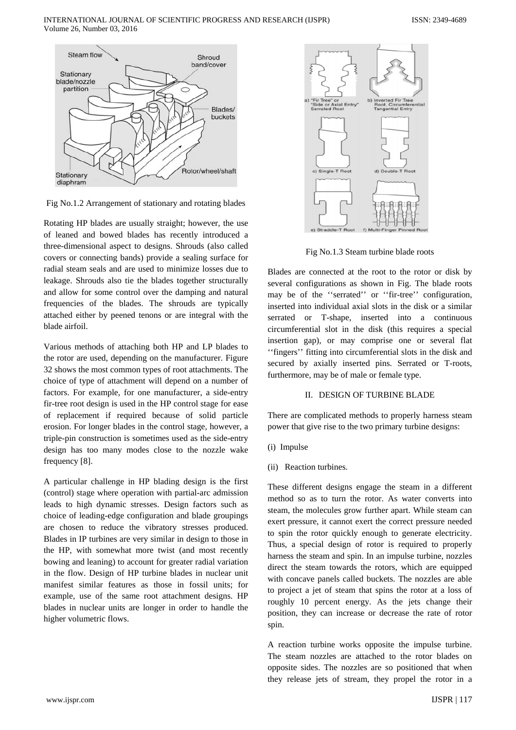Steam flow

Shroud band/cover

Stationary blade/nozzle partition

Blades/ buckets

Rotor/wheel/shaft

Stationary diaphram

Fig No.1.2 Arrangement of stationary and rotating blades

Rotating HP blades are usually straight; however, the use of leaned and bowed blades has recently introduced a three-dimensional aspect to designs. Shrouds (also called covers or connecting bands) provide a sealing surface for radial steam seals and are used to minimize losses due to leakage. Shrouds also tie the blades together structurally and allow for some control over the damping and natural frequencies of the blades. The shrouds are typically attached either by peened tenons or are integral with the blade airfoil.

Various methods of attaching both HP and LP blades to the rotor are used, depending on the manufacturer. Figure 32 shows the most common types of root attachments. The choice of type of attachment will depend on a number of factors. For example, for one manufacturer, a side-entry fir-tree root design is used in the HP control stage for ease of replacement if required because of solid particle erosion. For longer blades in the control stage, however, a triple-pin construction is sometimes used as the side-entry design has too many modes close to the nozzle wake frequency [8].

A particular challenge in HP blading design is the first (control) stage where operation with partial-arc admission leads to high dynamic stresses. Design factors such as choice of leading-edge configuration and blade groupings are chosen to reduce the vibratory stresses produced. Blades in IP turbines are very similar in design to those in the HP, with somewhat more twist (and most recently bowing and leaning) to account for greater radial variation in the flow. Design of HP turbine blades in nuclear unit manifest similar features as those in fossil units; for example, use of the same root attachment designs. HP blades in nuclear units are longer in order to handle the higher volumetric flows.

a) "Fir Tree" or "Side or Axial Entry" Serrated Root

b) Inverted Fir Tree Root, Circumferential Tangential Entry

c) Single-T Root

d) Double-T Root

e) Straddle-T Root

f) Multi-Finger Pinned Root

Fig No.1.3 Steam turbine blade roots

Blades are connected at the root to the rotor or disk by several configurations as shown in Fig. The blade roots may be of the ''serrated'' or ''fir-tree'' configuration, inserted into individual axial slots in the disk or a similar serrated or T-shape, inserted into a continuous circumferential slot in the disk (this requires a special insertion gap), or may comprise one or several flat ''fingers'' fitting into circumferential slots in the disk and secured by axially inserted pins. Serrated or T-roots, furthermore, may be of male or female type.

## II. DESIGN OF TURBINE BLADE

There are complicated methods to properly harness steam power that give rise to the two primary turbine designs:

(i) Impulse

(ii) Reaction turbines.

These different designs engage the steam in a different method so as to turn the rotor. As water converts into steam, the molecules grow further apart. While steam can exert pressure, it cannot exert the correct pressure needed to spin the rotor quickly enough to generate electricity. Thus, a special design of rotor is required to properly harness the steam and spin. In an impulse turbine, nozzles direct the steam towards the rotors, which are equipped with concave panels called buckets. The nozzles are able to project a jet of steam that spins the rotor at a loss of roughly 10 percent energy. As the jets change their position, they can increase or decrease the rate of rotor spin.

A reaction turbine works opposite the impulse turbine. The steam nozzles are attached to the rotor blades on opposite sides. The nozzles are so positioned that when they release jets of stream, they propel the rotor in a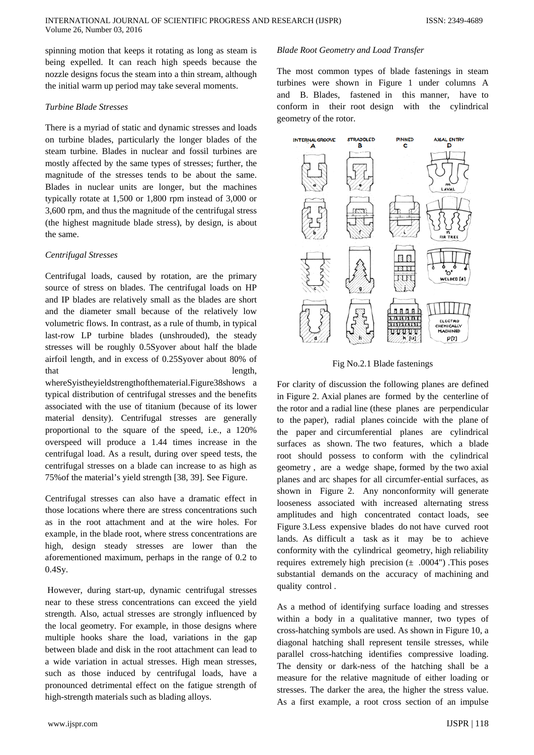spinning motion that keeps it rotating as long as steam is being expelled. It can reach high speeds because the nozzle designs focus the steam into a thin stream, although the initial warm up period may take several moments.

*Turbine Blade Stresses*

There is a myriad of static and dynamic stresses and loads on turbine blades, particularly the longer blades of the steam turbine. Blades in nuclear and fossil turbines are mostly affected by the same types of stresses; further, the magnitude of the stresses tends to be about the same. Blades in nuclear units are longer, but the machines typically rotate at 1,500 or 1,800 rpm instead of 3,000 or 3,600 rpm, and thus the magnitude of the centrifugal stress (the highest magnitude blade stress), by design, is about the same.

*Centrifugal Stresses*

Centrifugal loads, caused by rotation, are the primary source of stress on blades. The centrifugal loads on HP and IP blades are relatively small as the blades are short and the diameter small because of the relatively low volumetric flows. In contrast, as a rule of thumb, in typical last-row LP turbine blades (unshrouded), the steady stresses will be roughly 0.5Syover about half the blade airfoil length, and in excess of 0.25Syover about 80% of that length, whereSyistheyieldstrengthofthematerial.Figure38shows a typical distribution of centrifugal stresses and the benefits associated with the use of titanium (because of its lower material density). Centrifugal stresses are generally proportional to the square of the speed, i.e., a 120% overspeed will produce a 1.44 times increase in the centrifugal load. As a result, during over speed tests, the centrifugal stresses on a blade can increase to as high as 75%of the material's yield strength [38, 39]. See Figure.

Centrifugal stresses can also have a dramatic effect in those locations where there are stress concentrations such as in the root attachment and at the wire holes. For example, in the blade root, where stress concentrations are high, design steady stresses are lower than the aforementioned maximum, perhaps in the range of 0.2 to 0.4Sy.

However, during start-up, dynamic centrifugal stresses near to these stress concentrations can exceed the yield strength. Also, actual stresses are strongly influenced by the local geometry. For example, in those designs where multiple hooks share the load, variations in the gap between blade and disk in the root attachment can lead to a wide variation in actual stresses. High mean stresses, such as those induced by centrifugal loads, have a pronounced detrimental effect on the fatigue strength of high-strength materials such as blading alloys.

*Blade Root Geometry and Load Transfer*

The most common types of blade fastenings in steam turbines were shown in Figure 1 under columns A and B. Blades, fastened in this manner, have to conform in their root design with the cylindrical geometry of the rotor.

Fig No.2.1 Blade fastenings

For clarity of discussion the following planes are defined in Figure 2. Axial planes are formed by the centerline of the rotor and a radial line (these planes are perpendicular to the paper), radial planes coincide with the plane of the paper and circumferential planes are cylindrical surfaces as shown. The two features, which a blade root should possess to conform with the cylindrical geometry , are a wedge shape, formed by the two axial planes and arc shapes for all circumfer-ential surfaces, as shown in Figure 2. Any nonconformity will generate looseness associated with increased alternating stress amplitudes and high concentrated contact loads, see Figure 3.Less expensive blades do not have curved root lands. As difficult a task as it may be to achieve conformity with the cylindrical geometry, high reliability requires extremely high precision (± .0004") .This poses substantial demands on the accuracy of machining and quality control .

As a method of identifying surface loading and stresses within a body in a qualitative manner, two types of cross-hatching symbols are used. As shown in Figure 10, a diagonal hatching shall represent tensile stresses, while parallel cross-hatching identifies compressive loading. The density or dark-ness of the hatching shall be a measure for the relative magnitude of either loading or stresses. The darker the area, the higher the stress value. As a first example, a root cross section of an impulse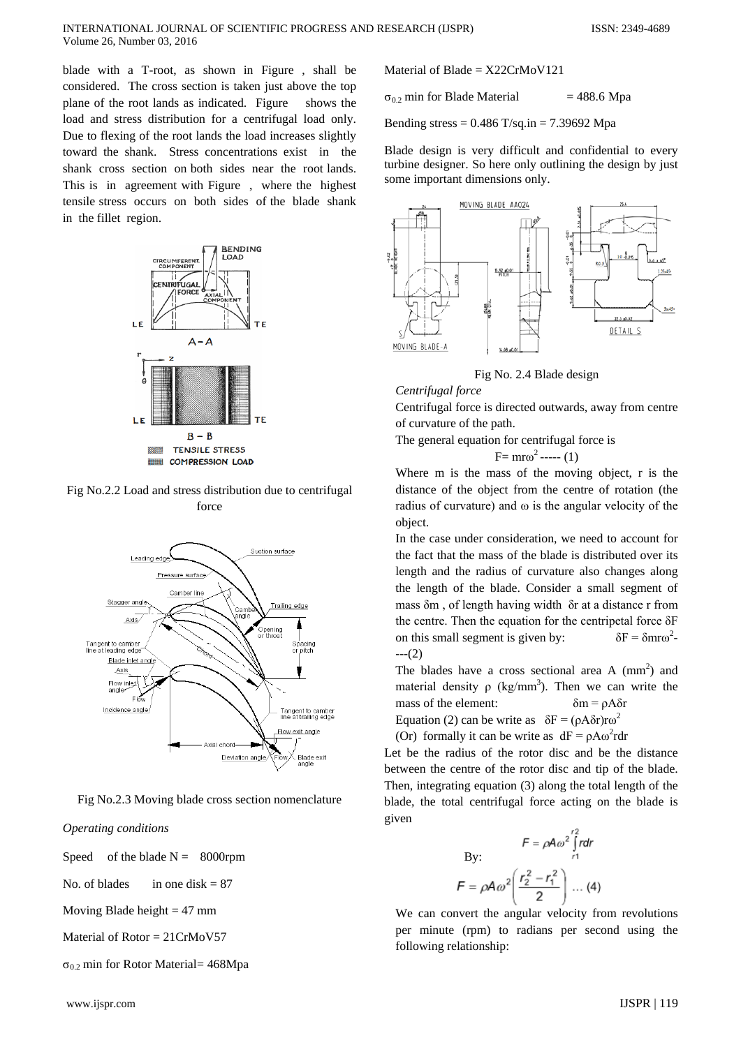blade with a T-root, as shown in Figure , shall be considered. The cross section is taken just above the top plane of the root lands as indicated. Figure shows the load and stress distribution for a centrifugal load only. Due to flexing of the root lands the load increases slightly toward the shank. Stress concentrations exist in the shank cross section on both sides near the root lands. This is in agreement with Figure , where the highest tensile stress occurs on both sides of the blade shank in the fillet region.

Fig No.2.2 Load and stress distribution due to centrifugal force

Fig No.2.3 Moving blade cross section nomenclature

*Operating conditions*

Speed of the blade N = 8000rpm

No. of blades in one disk = 87

Moving Blade height = 47 mm

Material of Rotor = 21CrMoV57

$\sigma_{0.2}$ min for Rotor Material= 468Mpa

Material of Blade = X22CrMoV121

$\sigma_{0.2}$ min for Blade Material = 488.6 Mpa

Bending stress = 0.486 T/sq.in = 7.39692 Mpa

Blade design is very difficult and confidential to every turbine designer. So here only outlining the design by just some important dimensions only.

Fig No. 2.4 Blade design

*Centrifugal force*

Centrifugal force is directed outwards, away from centre of curvature of the path.

The general equation for centrifugal force is

$$F= mr\omega^2 \text{ ----- } (1)$$

Where m is the mass of the moving object, r is the distance of the object from the centre of rotation (the radius of curvature) and $\omega$ is the angular velocity of the object.

In the case under consideration, we need to account for the fact that the mass of the blade is distributed over its length and the radius of curvature also changes along the length of the blade. Consider a small segment of mass $\delta m$ , of length having width $\delta r$ at a distance r from the centre. Then the equation for the centripetal force $\delta F$ on this small segment is given by: $\delta F = \delta m r \omega^2$----(2)

The blades have a cross sectional area A ($mm^2$) and material density $\rho$ ($kg/mm^3$). Then we can write the mass of the element: $\delta m = \rho A \delta r$

Equation (2) can be write as $\delta F = (\rho A \delta r) r \omega^2$

(Or) formally it can be write as $dF = \rho A \omega^2 r dr$

Let be the radius of the rotor disc and be the distance between the centre of the rotor disc and tip of the blade. Then, integrating equation (3) along the total length of the blade, the total centrifugal force acting on the blade is given

By:

$$F = \rho A \omega^2 \int_{r1}^{r2} r dr$$

$$F = \rho A \omega^2 \left( \frac{r_2^2 - r_1^2}{2} \right) \ldots (4)$$

We can convert the angular velocity from revolutions per minute (rpm) to radians per second using the following relationship: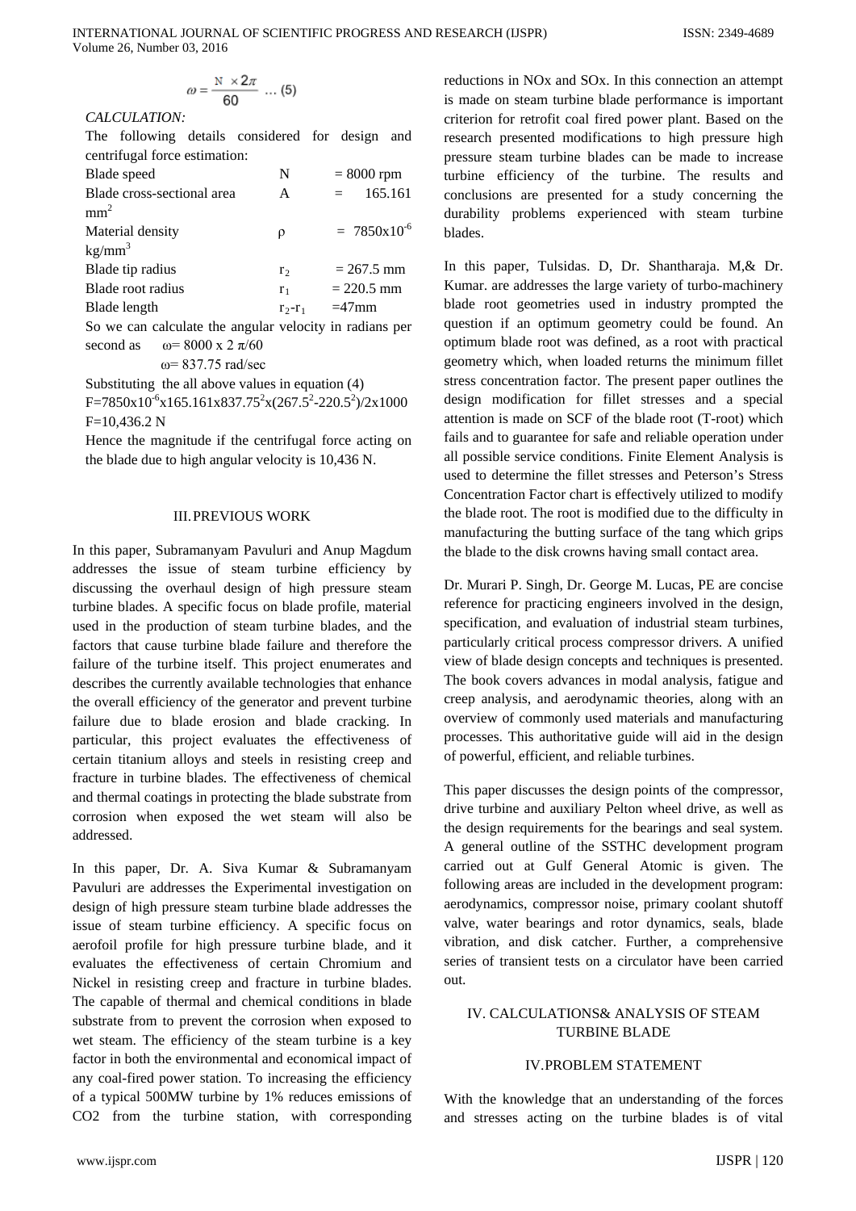$$\omega = \frac{N \times 2\pi}{60} \quad \dots (5)$$

*CALCULATION:*

The following details considered for design and centrifugal force estimation:

| | | |
|---|---|---|
| Blade speed | N | = 8000 rpm |
| Blade cross-sectional area | A | = 165.161 $mm^2$ |
| Material density | ρ | = $7850 \times 10^{-6}$ $kg/mm^3$ |
| Blade tip radius | $r_2$ | = 267.5 mm |
| Blade root radius | $r_1$ | = 220.5 mm |
| Blade length | $r_2$-$r_1$ | =47mm |

So we can calculate the angular velocity in radians per second as $\omega = 8000 \times 2\pi/60$

$\omega = 837.75$ rad/sec

Substituting the all above values in equation (4)

$F=7850 \times 10^{-6} \times 165.161 \times 837.75^2 \times (267.5^2-220.5^2)/2 \times 1000$

F=10,436.2 N

Hence the magnitude if the centrifugal force acting on the blade due to high angular velocity is 10,436 N.

## III. PREVIOUS WORK

In this paper, Subramanyam Pavuluri and Anup Magdum addresses the issue of steam turbine efficiency by discussing the overhaul design of high pressure steam turbine blades. A specific focus on blade profile, material used in the production of steam turbine blades, and the factors that cause turbine blade failure and therefore the failure of the turbine itself. This project enumerates and describes the currently available technologies that enhance the overall efficiency of the generator and prevent turbine failure due to blade erosion and blade cracking. In particular, this project evaluates the effectiveness of certain titanium alloys and steels in resisting creep and fracture in turbine blades. The effectiveness of chemical and thermal coatings in protecting the blade substrate from corrosion when exposed the wet steam will also be addressed.

In this paper, Dr. A. Siva Kumar & Subramanyam Pavuluri are addresses the Experimental investigation on design of high pressure steam turbine blade addresses the issue of steam turbine efficiency. A specific focus on aerofoil profile for high pressure turbine blade, and it evaluates the effectiveness of certain Chromium and Nickel in resisting creep and fracture in turbine blades. The capable of thermal and chemical conditions in blade substrate from to prevent the corrosion when exposed to wet steam. The efficiency of the steam turbine is a key factor in both the environmental and economical impact of any coal-fired power station. To increasing the efficiency of a typical 500MW turbine by 1% reduces emissions of CO2 from the turbine station, with corresponding reductions in NOx and SOx. In this connection an attempt is made on steam turbine blade performance is important criterion for retrofit coal fired power plant. Based on the research presented modifications to high pressure high pressure steam turbine blades can be made to increase turbine efficiency of the turbine. The results and conclusions are presented for a study concerning the durability problems experienced with steam turbine blades.

In this paper, Tulsidas. D, Dr. Shantharaja. M,& Dr. Kumar. are addresses the large variety of turbo-machinery blade root geometries used in industry prompted the question if an optimum geometry could be found. An optimum blade root was defined, as a root with practical geometry which, when loaded returns the minimum fillet stress concentration factor. The present paper outlines the design modification for fillet stresses and a special attention is made on SCF of the blade root (T-root) which fails and to guarantee for safe and reliable operation under all possible service conditions. Finite Element Analysis is used to determine the fillet stresses and Peterson's Stress Concentration Factor chart is effectively utilized to modify the blade root. The root is modified due to the difficulty in manufacturing the butting surface of the tang which grips the blade to the disk crowns having small contact area.

Dr. Murari P. Singh, Dr. George M. Lucas, PE are concise reference for practicing engineers involved in the design, specification, and evaluation of industrial steam turbines, particularly critical process compressor drivers. A unified view of blade design concepts and techniques is presented. The book covers advances in modal analysis, fatigue and creep analysis, and aerodynamic theories, along with an overview of commonly used materials and manufacturing processes. This authoritative guide will aid in the design of powerful, efficient, and reliable turbines.

This paper discusses the design points of the compressor, drive turbine and auxiliary Pelton wheel drive, as well as the design requirements for the bearings and seal system. A general outline of the SSTHC development program carried out at Gulf General Atomic is given. The following areas are included in the development program: aerodynamics, compressor noise, primary coolant shutoff valve, water bearings and rotor dynamics, seals, blade vibration, and disk catcher. Further, a comprehensive series of transient tests on a circulator have been carried out.

## IV. CALCULATIONS& ANALYSIS OF STEAM TURBINE BLADE

### IV. PROBLEM STATEMENT

With the knowledge that an understanding of the forces and stresses acting on the turbine blades is of vital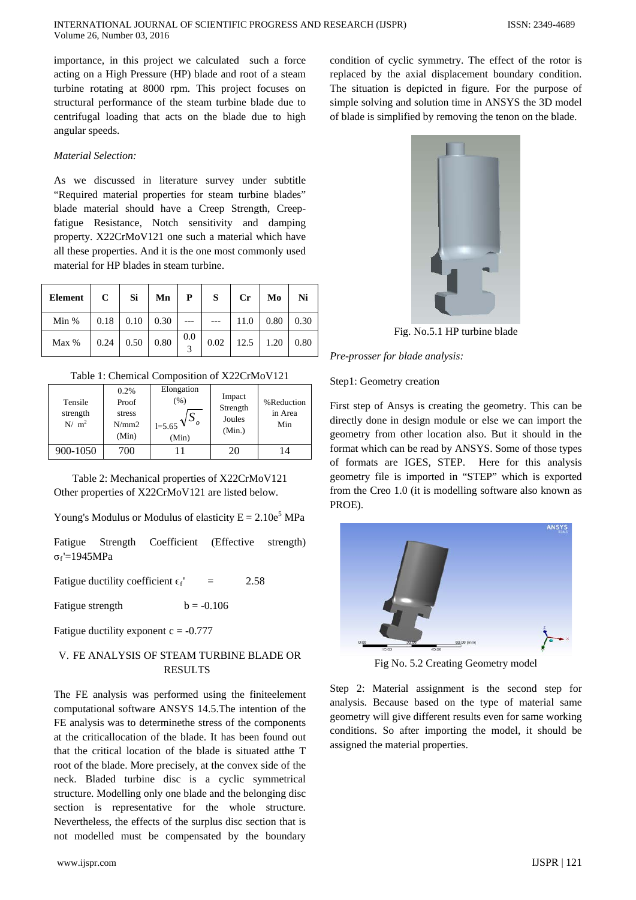importance, in this project we calculated such a force acting on a High Pressure (HP) blade and root of a steam turbine rotating at 8000 rpm. This project focuses on structural performance of the steam turbine blade due to centrifugal loading that acts on the blade due to high angular speeds.

*Material Selection:*

As we discussed in literature survey under subtitle "Required material properties for steam turbine blades" blade material should have a Creep Strength, Creep-fatigue Resistance, Notch sensitivity and damping property. X22CrMoV121 one such a material which have all these properties. And it is the one most commonly used material for HP blades in steam turbine.

| Element | C | Si | Mn | P | S | Cr | Mo | Ni |
|---|---|---|---|---|---|---|---|---|
| Min % | 0.18 | 0.10 | 0.30 | --- | --- | 11.0 | 0.80 | 0.30 |
| Max % | 0.24 | 0.50 | 0.80 | 0.03 | 0.02 | 12.5 | 1.20 | 0.80 |

Table 1: Chemical Composition of X22CrMoV121

| Tensile strength $N/m^2$ | 0.2% Proof stress N/mm2 (Min) | Elongation (%) $l=5.65\sqrt{S_o}$ (Min) | Impact Strength Joules (Min.) | %Reduction in Area Min |
|---|---|---|---|---|
| 900-1050 | 700 | 11 | 20 | 14 |

Table 2: Mechanical properties of X22CrMoV121

Other properties of X22CrMoV121 are listed below.

Young's Modulus or Modulus of elasticity $E = 2.10e^5$ MPa

Fatigue Strength Coefficient (Effective strength) $\sigma_f'$=1945MPa

Fatigue ductility coefficient $\epsilon_f'$ = 2.58

Fatigue strength b = -0.106

Fatigue ductility exponent c = -0.777

## V. FE ANALYSIS OF STEAM TURBINE BLADE OR RESULTS

The FE analysis was performed using the finiteelement computational software ANSYS 14.5.The intention of the FE analysis was to determinethe stress of the components at the criticallocation of the blade. It has been found out that the critical location of the blade is situated atthe T root of the blade. More precisely, at the convex side of the neck. Bladed turbine disc is a cyclic symmetrical structure. Modelling only one blade and the belonging disc section is representative for the whole structure. Nevertheless, the effects of the surplus disc section that is not modelled must be compensated by the boundary condition of cyclic symmetry. The effect of the rotor is replaced by the axial displacement boundary condition. The situation is depicted in figure. For the purpose of simple solving and solution time in ANSYS the 3D model of blade is simplified by removing the tenon on the blade.

Fig. No.5.1 HP turbine blade

*Pre-prosser for blade analysis:*

Step1: Geometry creation

First step of Ansys is creating the geometry. This can be directly done in design module or else we can import the geometry from other location also. But it should in the format which can be read by ANSYS. Some of those types of formats are IGES, STEP. Here for this analysis geometry file is imported in "STEP" which is exported from the Creo 1.0 (it is modelling software also known as PROE).

Fig No. 5.2 Creating Geometry model

Step 2: Material assignment is the second step for analysis. Because based on the type of material same geometry will give different results even for same working conditions. So after importing the model, it should be assigned the material properties.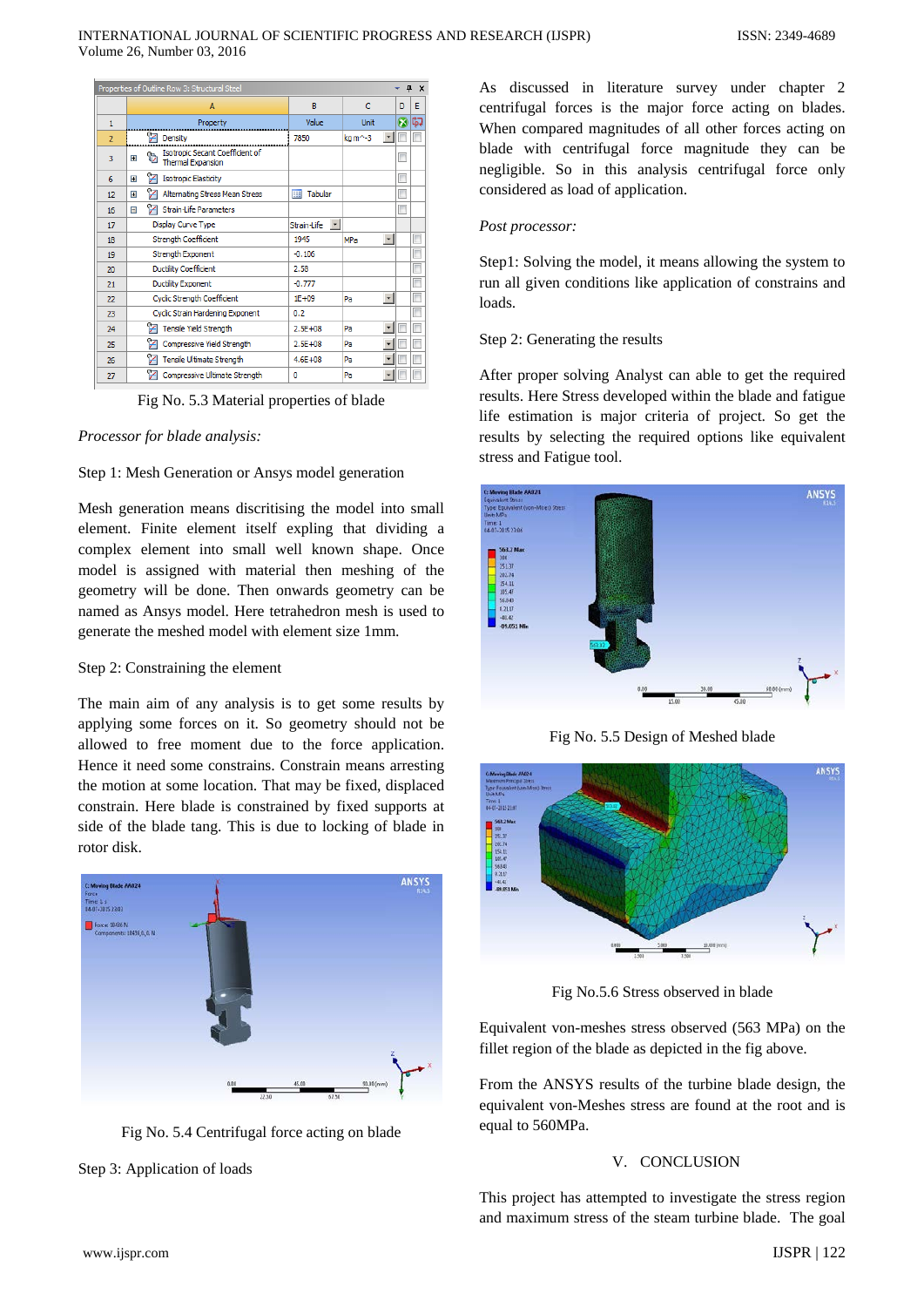| | A | B | C | D | E |
|---|---|---|---|---|---|
| 1 | Property | Value | Unit | | |
| 2 | Density | 7850 | kg m^-3 | | |
| 3 | Isotropic Secant Coefficient of Thermal Expansion | | | | |
| 6 | Isotropic Elasticity | | | | |
| 12 | Alternating Stress Mean Stress | Tabular | | | |
| 16 | Strain-Life Parameters | | | | |
| 17 | Display Curve Type | Strain-Life | | | |
| 18 | Strength Coefficient | 1945 | MPa | | |
| 19 | Strength Exponent | -0.106 | | | |
| 20 | Ductility Coefficient | 2.58 | | | |
| 21 | Ductility Exponent | -0.777 | | | |
| 22 | Cyclic Strength Coefficient | 1E+09 | Pa | | |
| 23 | Cyclic Strain Hardening Exponent | 0.2 | | | |
| 24 | Tensile Yield Strength | 2.5E+08 | Pa | | |
| 25 | Compressive Yield Strength | 2.5E+08 | Pa | | |
| 26 | Tensile Ultimate Strength | 4.6E+08 | Pa | | |
| 27 | Compressive Ultimate Strength | 0 | Pa | | |

Fig No. 5.3 Material properties of blade

*Processor for blade analysis:*

Step 1: Mesh Generation or Ansys model generation

Mesh generation means discritising the model into small element. Finite element itself expling that dividing a complex element into small well known shape. Once model is assigned with material then meshing of the geometry will be done. Then onwards geometry can be named as Ansys model. Here tetrahedron mesh is used to generate the meshed model with element size 1mm.

Step 2: Constraining the element

The main aim of any analysis is to get some results by applying some forces on it. So geometry should not be allowed to free moment due to the force application. Hence it need some constrains. Constrain means arresting the motion at some location. That may be fixed, displaced constrain. Here blade is constrained by fixed supports at side of the blade tang. This is due to locking of blade in rotor disk.

Fig No. 5.4 Centrifugal force acting on blade

Step 3: Application of loads

As discussed in literature survey under chapter 2 centrifugal forces is the major force acting on blades. When compared magnitudes of all other forces acting on blade with centrifugal force magnitude they can be negligible. So in this analysis centrifugal force only considered as load of application.

*Post processor:*

Step1: Solving the model, it means allowing the system to run all given conditions like application of constrains and loads.

Step 2: Generating the results

After proper solving Analyst can able to get the required results. Here Stress developed within the blade and fatigue life estimation is major criteria of project. So get the results by selecting the required options like equivalent stress and Fatigue tool.

Fig No. 5.5 Design of Meshed blade

Fig No.5.6 Stress observed in blade

Equivalent von-meshes stress observed (563 MPa) on the fillet region of the blade as depicted in the fig above.

From the ANSYS results of the turbine blade design, the equivalent von-Meshes stress are found at the root and is equal to 560MPa.

## V. CONCLUSION

This project has attempted to investigate the stress region and maximum stress of the steam turbine blade. The goal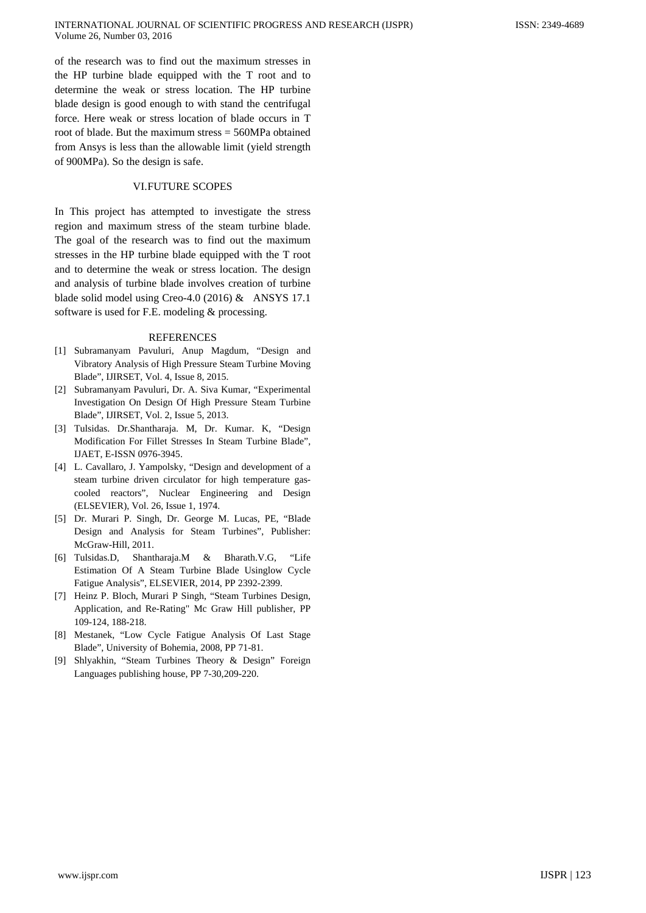of the research was to find out the maximum stresses in the HP turbine blade equipped with the T root and to determine the weak or stress location. The HP turbine blade design is good enough to with stand the centrifugal force. Here weak or stress location of blade occurs in T root of blade. But the maximum stress = 560MPa obtained from Ansys is less than the allowable limit (yield strength of 900MPa). So the design is safe.

## VI.FUTURE SCOPES

In This project has attempted to investigate the stress region and maximum stress of the steam turbine blade. The goal of the research was to find out the maximum stresses in the HP turbine blade equipped with the T root and to determine the weak or stress location. The design and analysis of turbine blade involves creation of turbine blade solid model using Creo-4.0 (2016) & ANSYS 17.1 software is used for F.E. modeling & processing.

## REFERENCES

[1] Subramanyam Pavuluri, Anup Magdum, "Design and Vibratory Analysis of High Pressure Steam Turbine Moving Blade", IJIRSET, Vol. 4, Issue 8, 2015.

[2] Subramanyam Pavuluri, Dr. A. Siva Kumar, "Experimental Investigation On Design Of High Pressure Steam Turbine Blade", IJIRSET, Vol. 2, Issue 5, 2013.

[3] Tulsidas. Dr.Shantharaja. M, Dr. Kumar. K, "Design Modification For Fillet Stresses In Steam Turbine Blade", IJAET, E-ISSN 0976-3945.

[4] L. Cavallaro, J. Yampolsky, "Design and development of a steam turbine driven circulator for high temperature gas-cooled reactors", Nuclear Engineering and Design (ELSEVIER), Vol. 26, Issue 1, 1974.

[5] Dr. Murari P. Singh, Dr. George M. Lucas, PE, "Blade Design and Analysis for Steam Turbines", Publisher: McGraw-Hill, 2011.

[6] Tulsidas.D, Shantharaja.M & Bharath.V.G, "Life Estimation Of A Steam Turbine Blade Usinglow Cycle Fatigue Analysis", ELSEVIER, 2014, PP 2392-2399.

[7] Heinz P. Bloch, Murari P Singh, "Steam Turbines Design, Application, and Re-Rating" Mc Graw Hill publisher, PP 109-124, 188-218.

[8] Mestanek, "Low Cycle Fatigue Analysis Of Last Stage Blade", University of Bohemia, 2008, PP 71-81.

[9] Shlyakhin, "Steam Turbines Theory & Design" Foreign Languages publishing house, PP 7-30,209-220.